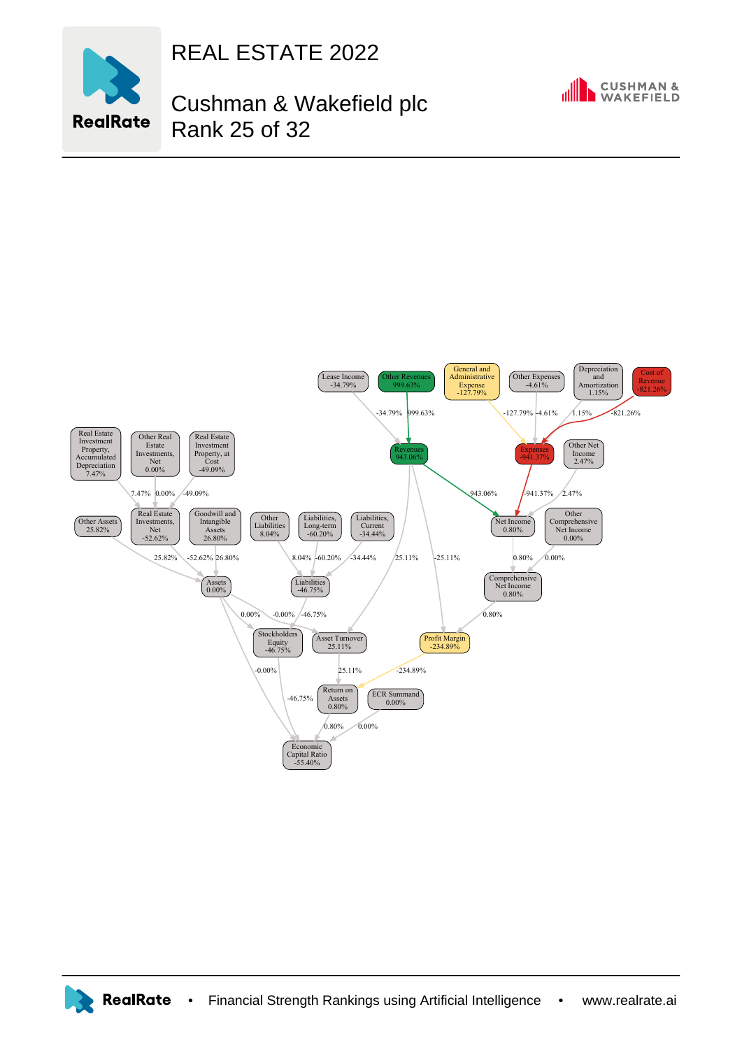# REAL ESTATE 2022

## Cushman & Wakefield plc
## Rank 25 of 32

Lease Income -34.79%

Other Revenues 999.63%

General and Administrative Expense -127.79%

Other Expenses -4.61%

Depreciation and Amortization 1.15%

Cost of Revenue -821.26%

Revenues 943.06%

Expenses -941.37%

Other Net Income 2.47%

Real Estate Investment Property, Accumulated Depreciation 7.47%

Other Real Estate Investments, Net 0.00%

Real Estate Investment Property, at Cost -49.09%

Other Assets 25.82%

Real Estate Investments, Net -52.62%

Goodwill and Intangible Assets 26.80%

Other Liabilities 8.04%

Liabilities, Long-term -60.20%

Liabilities, Current -34.44%

Net Income 0.80%

Other Comprehensive Net Income 0.00%

Assets 0.00%

Liabilities -46.75%

Comprehensive Net Income 0.80%

Stockholders Equity -46.75%

Asset Turnover 25.11%

Profit Margin -234.89%

Return on Assets 0.80%

ECR Summand 0.00%

Economic Capital Ratio -55.40%

RealRate • Financial Strength Rankings using Artificial Intelligence • www.realrate.ai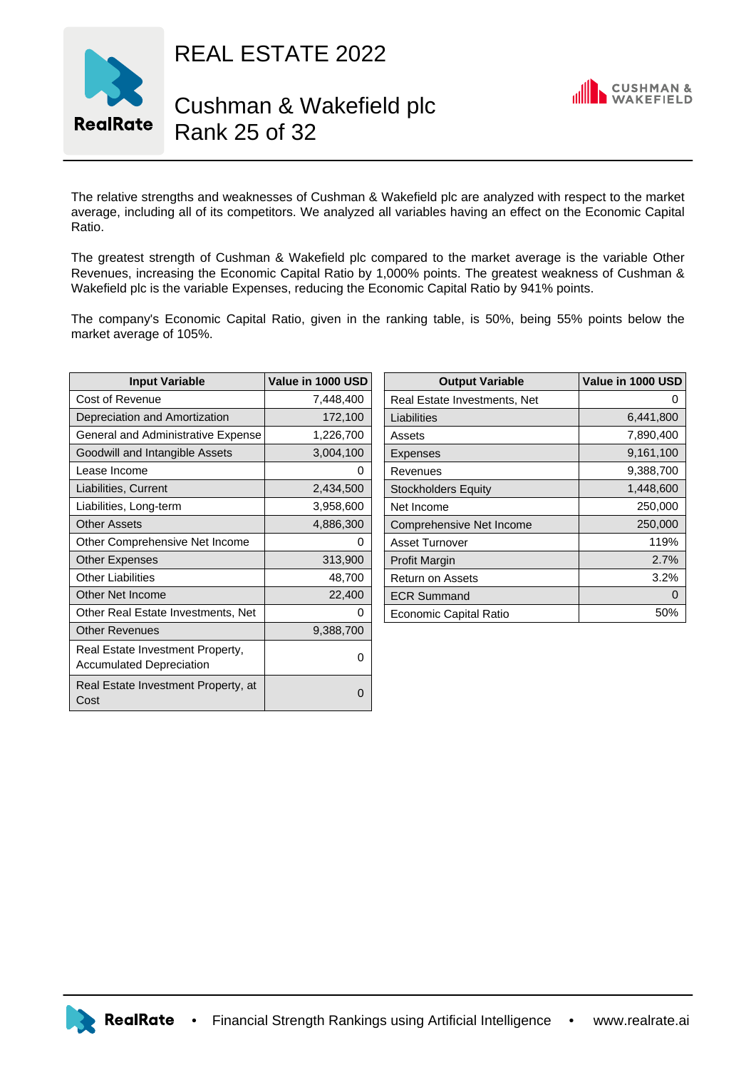# REAL ESTATE 2022

## Cushman & Wakefield plc
## Rank 25 of 32

The relative strengths and weaknesses of Cushman & Wakefield plc are analyzed with respect to the market average, including all of its competitors. We analyzed all variables having an effect on the Economic Capital Ratio.

The greatest strength of Cushman & Wakefield plc compared to the market average is the variable Other Revenues, increasing the Economic Capital Ratio by 1,000% points. The greatest weakness of Cushman & Wakefield plc is the variable Expenses, reducing the Economic Capital Ratio by 941% points.

The company's Economic Capital Ratio, given in the ranking table, is 50%, being 55% points below the market average of 105%.

| Input Variable | Value in 1000 USD |
|---|---|
| Cost of Revenue | 7,448,400 |
| Depreciation and Amortization | 172,100 |
| General and Administrative Expense | 1,226,700 |
| Goodwill and Intangible Assets | 3,004,100 |
| Lease Income | 0 |
| Liabilities, Current | 2,434,500 |
| Liabilities, Long-term | 3,958,600 |
| Other Assets | 4,886,300 |
| Other Comprehensive Net Income | 0 |
| Other Expenses | 313,900 |
| Other Liabilities | 48,700 |
| Other Net Income | 22,400 |
| Other Real Estate Investments, Net | 0 |
| Other Revenues | 9,388,700 |
| Real Estate Investment Property, Accumulated Depreciation | 0 |
| Real Estate Investment Property, at Cost | 0 |

| Output Variable | Value in 1000 USD |
|---|---|
| Real Estate Investments, Net | 0 |
| Liabilities | 6,441,800 |
| Assets | 7,890,400 |
| Expenses | 9,161,100 |
| Revenues | 9,388,700 |
| Stockholders Equity | 1,448,600 |
| Net Income | 250,000 |
| Comprehensive Net Income | 250,000 |
| Asset Turnover | 119% |
| Profit Margin | 2.7% |
| Return on Assets | 3.2% |
| ECR Summand | 0 |
| Economic Capital Ratio | 50% |